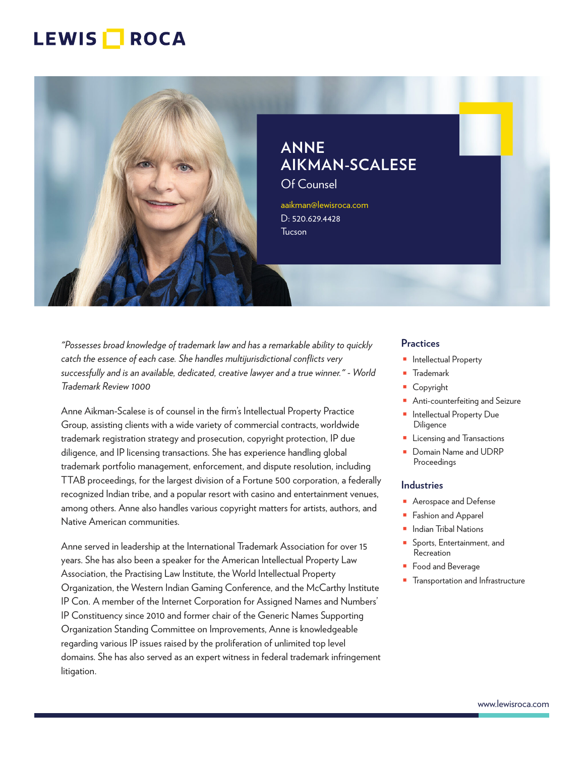LEWIS ROCA

# ANNE AIKMAN-SCALESE

Of Counsel

aaikman@lewisroca.com
D: 520.629.4428
Tucson

*"Possesses broad knowledge of trademark law and has a remarkable ability to quickly catch the essence of each case. She handles multijurisdictional conflicts very successfully and is an available, dedicated, creative lawyer and a true winner." - World Trademark Review 1000*

Anne Aikman-Scalese is of counsel in the firm's Intellectual Property Practice Group, assisting clients with a wide variety of commercial contracts, worldwide trademark registration strategy and prosecution, copyright protection, IP due diligence, and IP licensing transactions. She has experience handling global trademark portfolio management, enforcement, and dispute resolution, including TTAB proceedings, for the largest division of a Fortune 500 corporation, a federally recognized Indian tribe, and a popular resort with casino and entertainment venues, among others. Anne also handles various copyright matters for artists, authors, and Native American communities.

Anne served in leadership at the International Trademark Association for over 15 years. She has also been a speaker for the American Intellectual Property Law Association, the Practising Law Institute, the World Intellectual Property Organization, the Western Indian Gaming Conference, and the McCarthy Institute IP Con. A member of the Internet Corporation for Assigned Names and Numbers' IP Constituency since 2010 and former chair of the Generic Names Supporting Organization Standing Committee on Improvements, Anne is knowledgeable regarding various IP issues raised by the proliferation of unlimited top level domains. She has also served as an expert witness in federal trademark infringement litigation.

## Practices

- Intellectual Property
- Trademark
- Copyright
- Anti-counterfeiting and Seizure
- Intellectual Property Due Diligence
- Licensing and Transactions
- Domain Name and UDRP Proceedings

## Industries

- Aerospace and Defense
- Fashion and Apparel
- Indian Tribal Nations
- Sports, Entertainment, and Recreation
- Food and Beverage
- Transportation and Infrastructure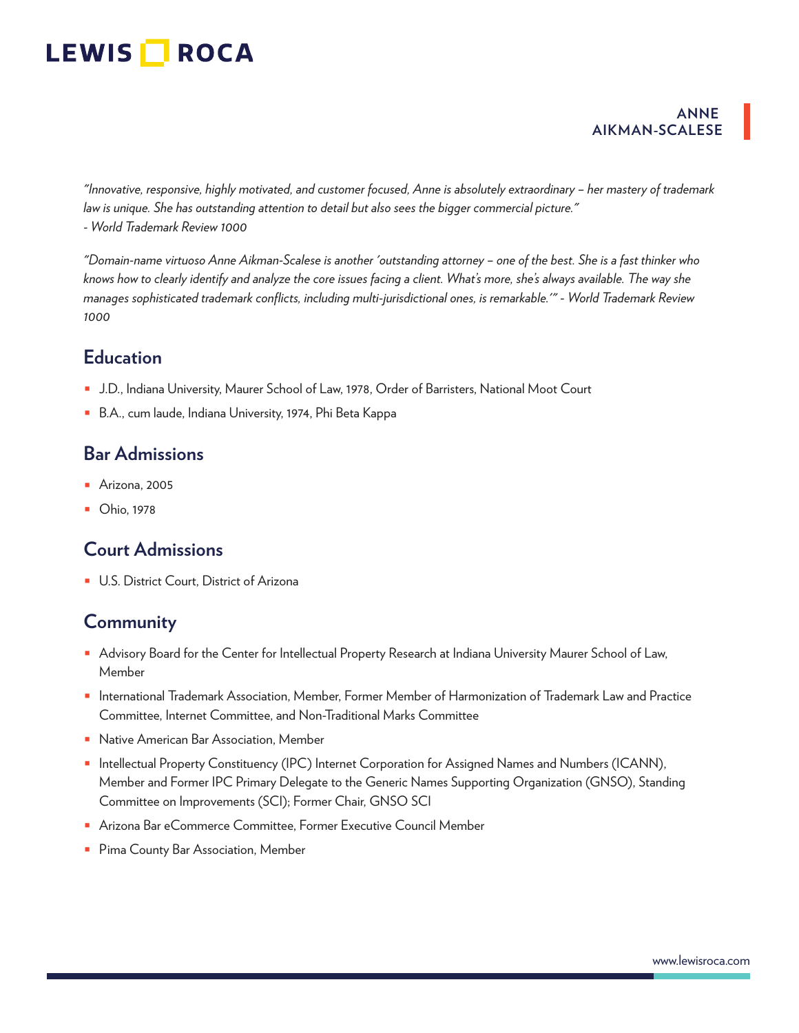*"Innovative, responsive, highly motivated, and customer focused, Anne is absolutely extraordinary – her mastery of trademark law is unique. She has outstanding attention to detail but also sees the bigger commercial picture."*
*- World Trademark Review 1000*

*"Domain-name virtuoso Anne Aikman-Scalese is another 'outstanding attorney – one of the best. She is a fast thinker who knows how to clearly identify and analyze the core issues facing a client. What's more, she's always available. The way she manages sophisticated trademark conflicts, including multi-jurisdictional ones, is remarkable.'" - World Trademark Review 1000*

## Education

- J.D., Indiana University, Maurer School of Law, 1978, Order of Barristers, National Moot Court
- B.A., cum laude, Indiana University, 1974, Phi Beta Kappa

## Bar Admissions

- Arizona, 2005
- Ohio, 1978

## Court Admissions

- U.S. District Court, District of Arizona

## Community

- Advisory Board for the Center for Intellectual Property Research at Indiana University Maurer School of Law, Member
- International Trademark Association, Member, Former Member of Harmonization of Trademark Law and Practice Committee, Internet Committee, and Non-Traditional Marks Committee
- Native American Bar Association, Member
- Intellectual Property Constituency (IPC) Internet Corporation for Assigned Names and Numbers (ICANN), Member and Former IPC Primary Delegate to the Generic Names Supporting Organization (GNSO), Standing Committee on Improvements (SCI); Former Chair, GNSO SCI
- Arizona Bar eCommerce Committee, Former Executive Council Member
- Pima County Bar Association, Member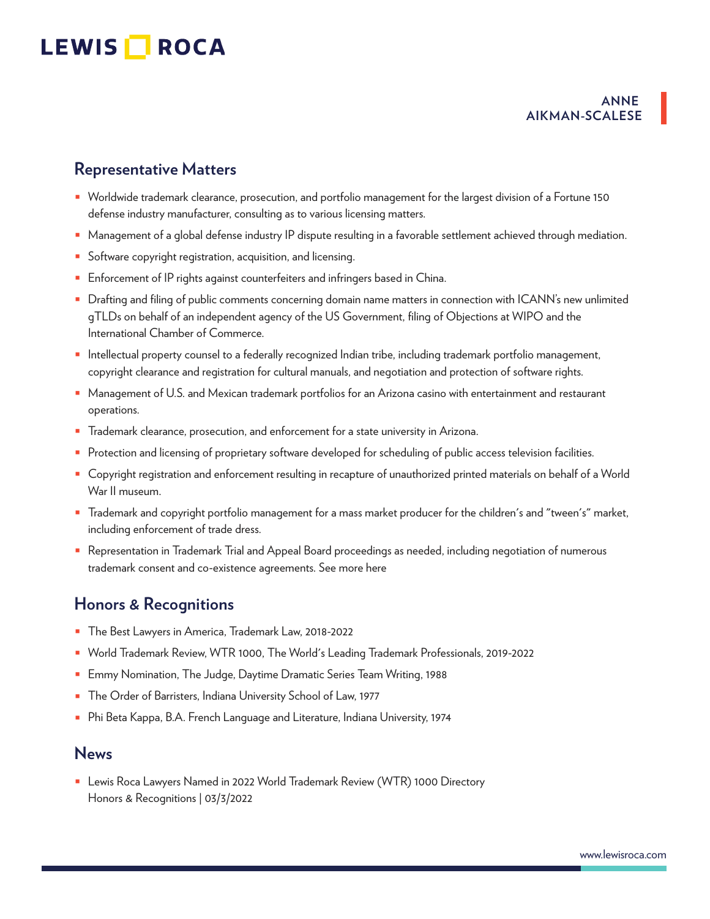## Representative Matters

- Worldwide trademark clearance, prosecution, and portfolio management for the largest division of a Fortune 150 defense industry manufacturer, consulting as to various licensing matters.
- Management of a global defense industry IP dispute resulting in a favorable settlement achieved through mediation.
- Software copyright registration, acquisition, and licensing.
- Enforcement of IP rights against counterfeiters and infringers based in China.
- Drafting and filing of public comments concerning domain name matters in connection with ICANN's new unlimited gTLDs on behalf of an independent agency of the US Government, filing of Objections at WIPO and the International Chamber of Commerce.
- Intellectual property counsel to a federally recognized Indian tribe, including trademark portfolio management, copyright clearance and registration for cultural manuals, and negotiation and protection of software rights.
- Management of U.S. and Mexican trademark portfolios for an Arizona casino with entertainment and restaurant operations.
- Trademark clearance, prosecution, and enforcement for a state university in Arizona.
- Protection and licensing of proprietary software developed for scheduling of public access television facilities.
- Copyright registration and enforcement resulting in recapture of unauthorized printed materials on behalf of a World War II museum.
- Trademark and copyright portfolio management for a mass market producer for the children's and "tween's" market, including enforcement of trade dress.
- Representation in Trademark Trial and Appeal Board proceedings as needed, including negotiation of numerous trademark consent and co-existence agreements. See more here

## Honors & Recognitions

- The Best Lawyers in America, Trademark Law, 2018-2022
- World Trademark Review, WTR 1000, The World's Leading Trademark Professionals, 2019-2022
- Emmy Nomination, The Judge, Daytime Dramatic Series Team Writing, 1988
- The Order of Barristers, Indiana University School of Law, 1977
- Phi Beta Kappa, B.A. French Language and Literature, Indiana University, 1974

## News

- Lewis Roca Lawyers Named in 2022 World Trademark Review (WTR) 1000 Directory
  Honors & Recognitions | 03/3/2022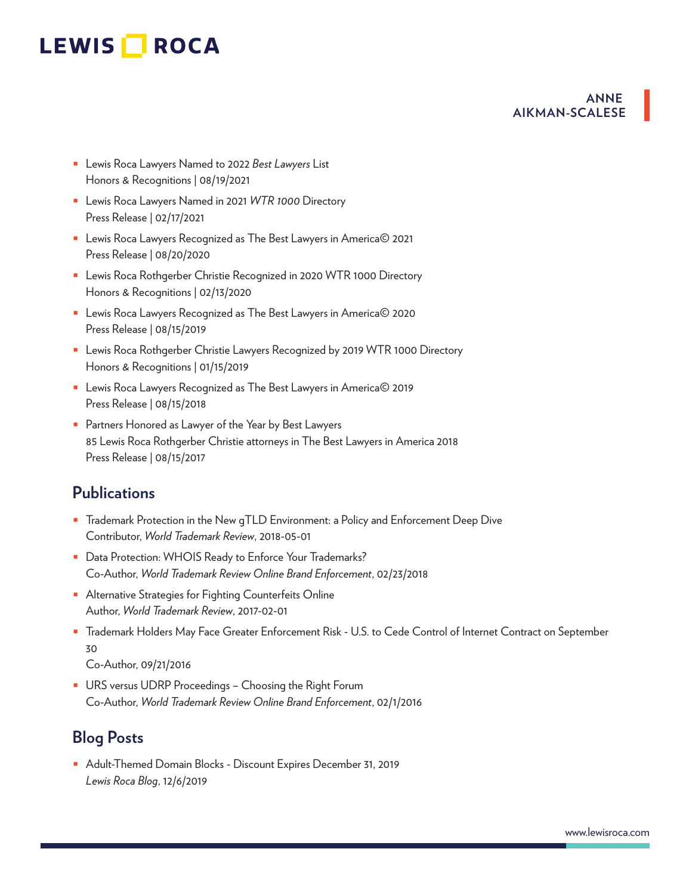- Lewis Roca Lawyers Named to 2022 *Best Lawyers* List
  Honors & Recognitions | 08/19/2021
- Lewis Roca Lawyers Named in 2021 *WTR 1000* Directory
  Press Release | 02/17/2021
- Lewis Roca Lawyers Recognized as The Best Lawyers in America© 2021
  Press Release | 08/20/2020
- Lewis Roca Rothgerber Christie Recognized in 2020 WTR 1000 Directory
  Honors & Recognitions | 02/13/2020
- Lewis Roca Lawyers Recognized as The Best Lawyers in America© 2020
  Press Release | 08/15/2019
- Lewis Roca Rothgerber Christie Lawyers Recognized by 2019 WTR 1000 Directory
  Honors & Recognitions | 01/15/2019
- Lewis Roca Lawyers Recognized as The Best Lawyers in America© 2019
  Press Release | 08/15/2018
- Partners Honored as Lawyer of the Year by Best Lawyers
  85 Lewis Roca Rothgerber Christie attorneys in The Best Lawyers in America 2018
  Press Release | 08/15/2017

## Publications

- Trademark Protection in the New gTLD Environment: a Policy and Enforcement Deep Dive
  Contributor, *World Trademark Review*, 2018-05-01
- Data Protection: WHOIS Ready to Enforce Your Trademarks?
  Co-Author, *World Trademark Review Online Brand Enforcement*, 02/23/2018
- Alternative Strategies for Fighting Counterfeits Online
  Author, *World Trademark Review*, 2017-02-01
- Trademark Holders May Face Greater Enforcement Risk - U.S. to Cede Control of Internet Contract on September 30
  Co-Author, 09/21/2016
- URS versus UDRP Proceedings – Choosing the Right Forum
  Co-Author, *World Trademark Review Online Brand Enforcement*, 02/1/2016

## Blog Posts

- Adult-Themed Domain Blocks - Discount Expires December 31, 2019
  *Lewis Roca Blog*, 12/6/2019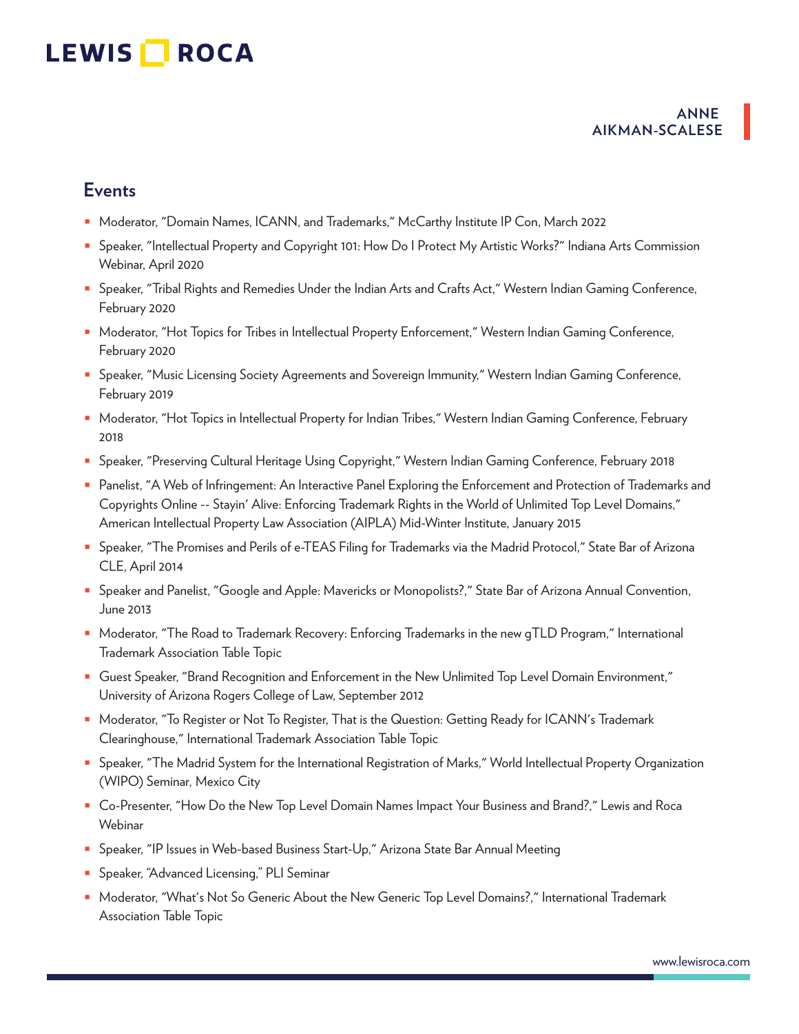## Events

- Moderator, "Domain Names, ICANN, and Trademarks," McCarthy Institute IP Con, March 2022
- Speaker, "Intellectual Property and Copyright 101: How Do I Protect My Artistic Works?" Indiana Arts Commission Webinar, April 2020
- Speaker, "Tribal Rights and Remedies Under the Indian Arts and Crafts Act," Western Indian Gaming Conference, February 2020
- Moderator, "Hot Topics for Tribes in Intellectual Property Enforcement," Western Indian Gaming Conference, February 2020
- Speaker, "Music Licensing Society Agreements and Sovereign Immunity," Western Indian Gaming Conference, February 2019
- Moderator, "Hot Topics in Intellectual Property for Indian Tribes," Western Indian Gaming Conference, February 2018
- Speaker, "Preserving Cultural Heritage Using Copyright," Western Indian Gaming Conference, February 2018
- Panelist, "A Web of Infringement: An Interactive Panel Exploring the Enforcement and Protection of Trademarks and Copyrights Online -- Stayin' Alive: Enforcing Trademark Rights in the World of Unlimited Top Level Domains," American Intellectual Property Law Association (AIPLA) Mid-Winter Institute, January 2015
- Speaker, "The Promises and Perils of e-TEAS Filing for Trademarks via the Madrid Protocol," State Bar of Arizona CLE, April 2014
- Speaker and Panelist, "Google and Apple: Mavericks or Monopolists?," State Bar of Arizona Annual Convention, June 2013
- Moderator, "The Road to Trademark Recovery: Enforcing Trademarks in the new gTLD Program," International Trademark Association Table Topic
- Guest Speaker, "Brand Recognition and Enforcement in the New Unlimited Top Level Domain Environment," University of Arizona Rogers College of Law, September 2012
- Moderator, "To Register or Not To Register, That is the Question: Getting Ready for ICANN's Trademark Clearinghouse," International Trademark Association Table Topic
- Speaker, "The Madrid System for the International Registration of Marks," World Intellectual Property Organization (WIPO) Seminar, Mexico City
- Co-Presenter, "How Do the New Top Level Domain Names Impact Your Business and Brand?," Lewis and Roca Webinar
- Speaker, "IP Issues in Web-based Business Start-Up," Arizona State Bar Annual Meeting
- Speaker, "Advanced Licensing," PLI Seminar
- Moderator, "What's Not So Generic About the New Generic Top Level Domains?," International Trademark Association Table Topic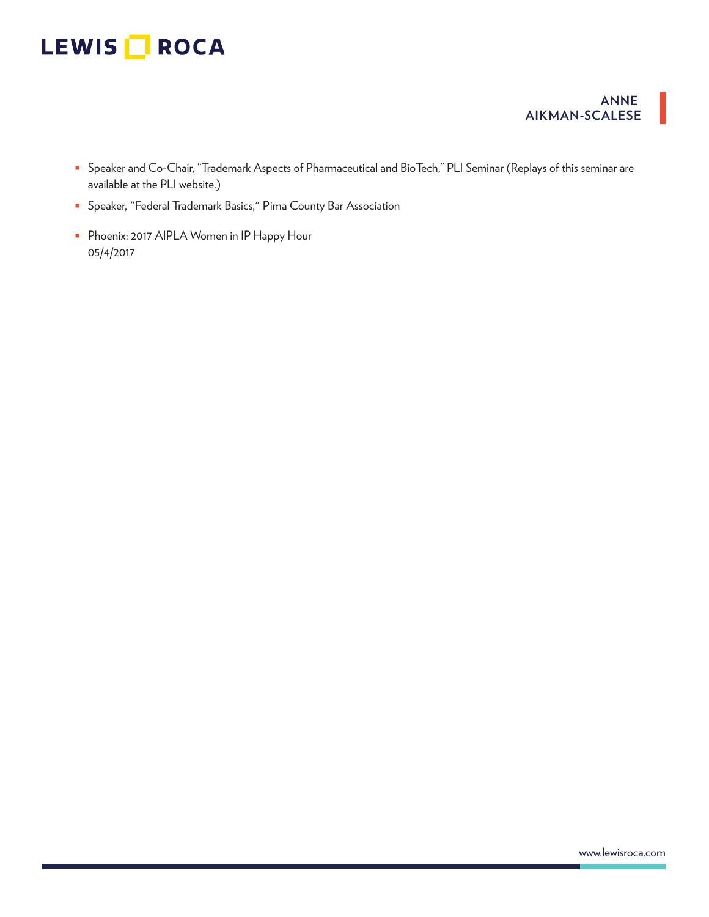- Speaker and Co-Chair, “Trademark Aspects of Pharmaceutical and BioTech,” PLI Seminar (Replays of this seminar are available at the PLI website.)
- Speaker, ”Federal Trademark Basics,” Pima County Bar Association
- Phoenix: 2017 AIPLA Women in IP Happy Hour
  05/4/2017